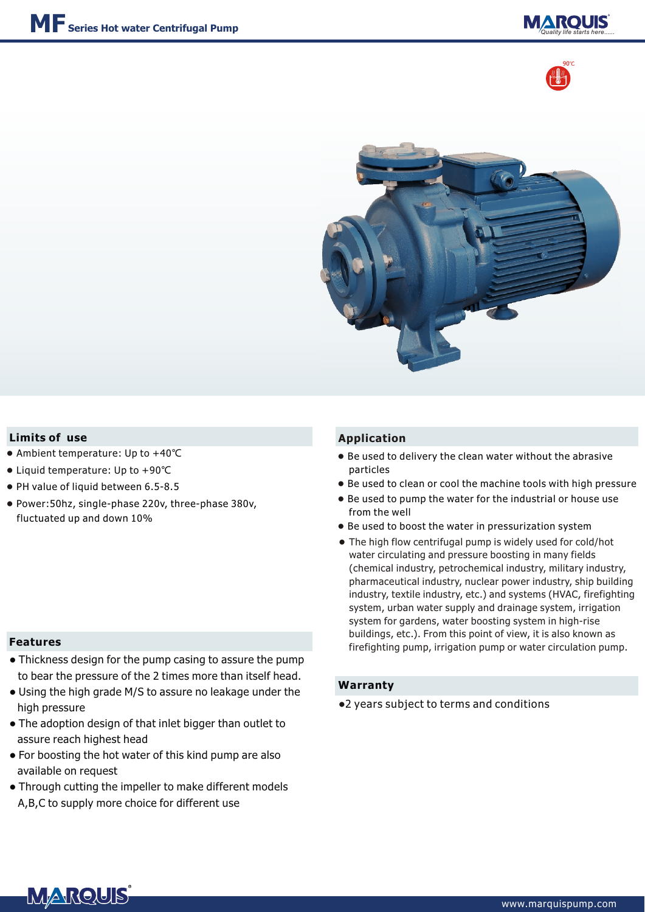# MF Series Hot water Centrifugal Pump

90℃

## Limits of use

- Ambient temperature: Up to +40℃
- Liquid temperature: Up to +90℃
- PH value of liquid between 6.5-8.5
- Power:50hz, single-phase 220v, three-phase 380v, fluctuated up and down 10%

## Features

- Thickness design for the pump casing to assure the pump to bear the pressure of the 2 times more than itself head.
- Using the high grade M/S to assure no leakage under the high pressure
- The adoption design of that inlet bigger than outlet to assure reach highest head
- For boosting the hot water of this kind pump are also available on request
- Through cutting the impeller to make different models A,B,C to supply more choice for different use

## Application

- Be used to delivery the clean water without the abrasive particles
- Be used to clean or cool the machine tools with high pressure
- Be used to pump the water for the industrial or house use from the well
- Be used to boost the water in pressurization system
- The high flow centrifugal pump is widely used for cold/hot water circulating and pressure boosting in many fields (chemical industry, petrochemical industry, military industry, pharmaceutical industry, nuclear power industry, ship building industry, textile industry, etc.) and systems (HVAC, firefighting system, urban water supply and drainage system, irrigation system for gardens, water boosting system in high-rise buildings, etc.). From this point of view, it is also known as firefighting pump, irrigation pump or water circulation pump.

## Warranty

- 2 years subject to terms and conditions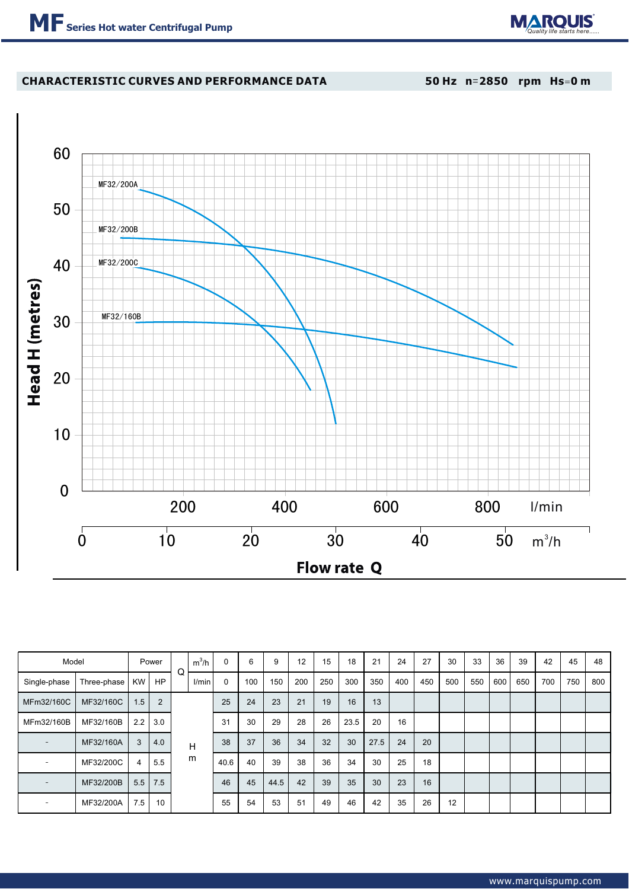## CHARACTERISTIC CURVES AND PERFORMANCE DATA

50 Hz n=2850 rpm Hs=0 m

| Model | | Power | | Q | m³/h | 0 | 6 | 9 | 12 | 15 | 18 | 21 | 24 | 27 | 30 | 33 | 36 | 39 | 42 | 45 | 48 |
|---|---|---|---|---|---|---|---|---|---|---|---|---|---|---|---|---|---|---|---|---|---|
| Single-phase | Three-phase | KW | HP | | l/min | 0 | 100 | 150 | 200 | 250 | 300 | 350 | 400 | 450 | 500 | 550 | 600 | 650 | 700 | 750 | 800 |
| MFm32/160C | MF32/160C | 1.5 | 2 | H m | | 25 | 24 | 23 | 21 | 19 | 16 | 13 | | | | | | | | | |
| MFm32/160B | MF32/160B | 2.2 | 3.0 | | | 31 | 30 | 29 | 28 | 26 | 23.5 | 20 | 16 | | | | | | | | |
| - | MF32/160A | 3 | 4.0 | | | 38 | 37 | 36 | 34 | 32 | 30 | 27.5 | 24 | 20 | | | | | | | |
| - | MF32/200C | 4 | 5.5 | | | 40.6 | 40 | 39 | 38 | 36 | 34 | 30 | 25 | 18 | | | | | | | |
| - | MF32/200B | 5.5 | 7.5 | | | 46 | 45 | 44.5 | 42 | 39 | 35 | 30 | 23 | 16 | | | | | | | |
| - | MF32/200A | 7.5 | 10 | | | 55 | 54 | 53 | 51 | 49 | 46 | 42 | 35 | 26 | 12 | | | | | | |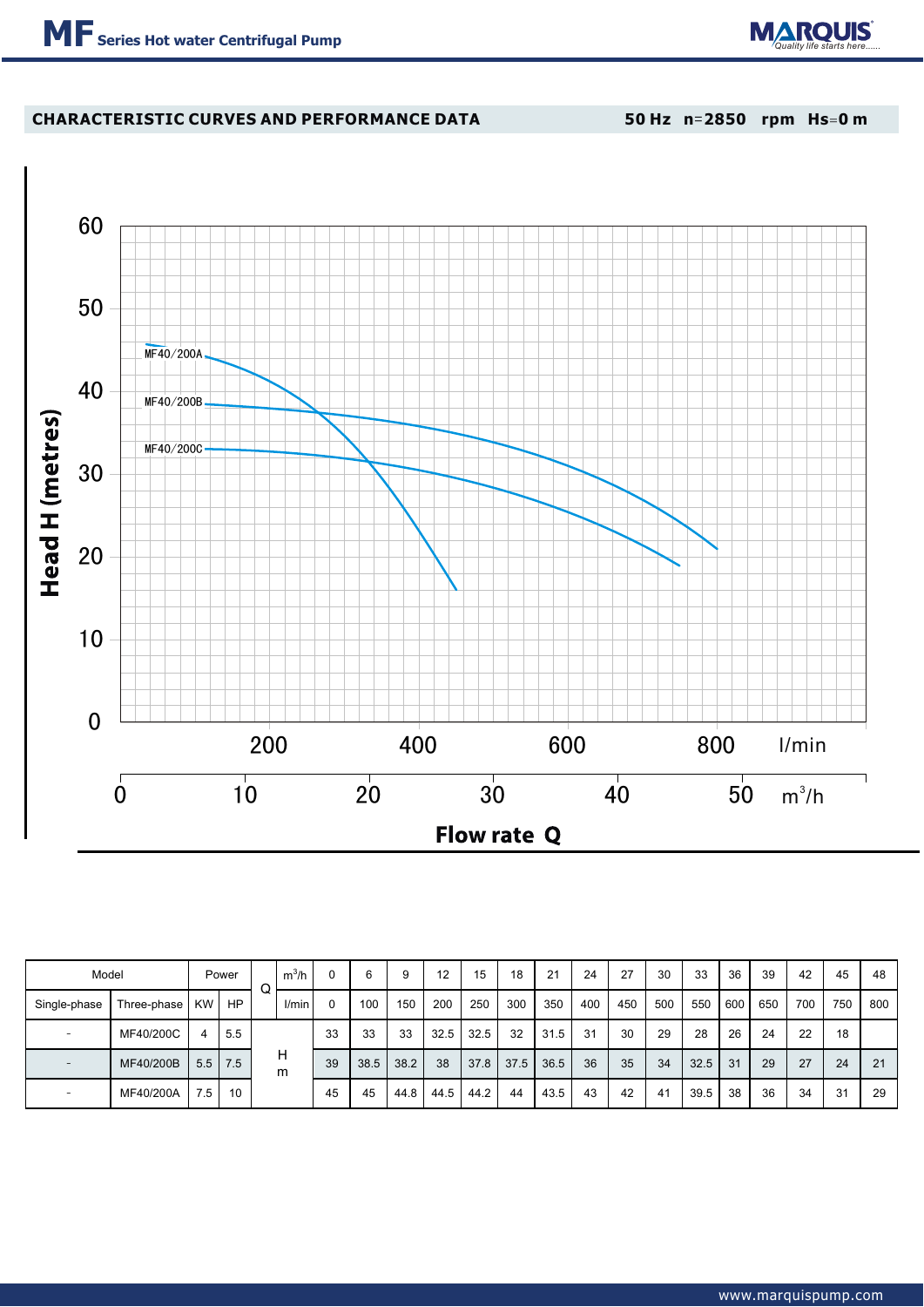## CHARACTERISTIC CURVES AND PERFORMANCE DATA

**50 Hz n=2850 rpm Hs=0 m**

| Model | | Power | | Q | $m^3/h$ | 0 | 6 | 9 | 12 | 15 | 18 | 21 | 24 | 27 | 30 | 33 | 36 | 39 | 42 | 45 | 48 |
|---|---|---|---|---|---|---|---|---|---|---|---|---|---|---|---|---|---|---|---|---|---|
| Single-phase | Three-phase | KW | HP | | l/min | 0 | 100 | 150 | 200 | 250 | 300 | 350 | 400 | 450 | 500 | 550 | 600 | 650 | 700 | 750 | 800 |
| - | MF40/200C | 4 | 5.5 | H m | | 33 | 33 | 33 | 32.5 | 32.5 | 32 | 31.5 | 31 | 30 | 29 | 28 | 26 | 24 | 22 | 18 | |
| - | MF40/200B | 5.5 | 7.5 | | | 39 | 38.5 | 38.2 | 38 | 37.8 | 37.5 | 36.5 | 36 | 35 | 34 | 32.5 | 31 | 29 | 27 | 24 | 21 |
| - | MF40/200A | 7.5 | 10 | | | 45 | 45 | 44.8 | 44.5 | 44.2 | 44 | 43.5 | 43 | 42 | 41 | 39.5 | 38 | 36 | 34 | 31 | 29 |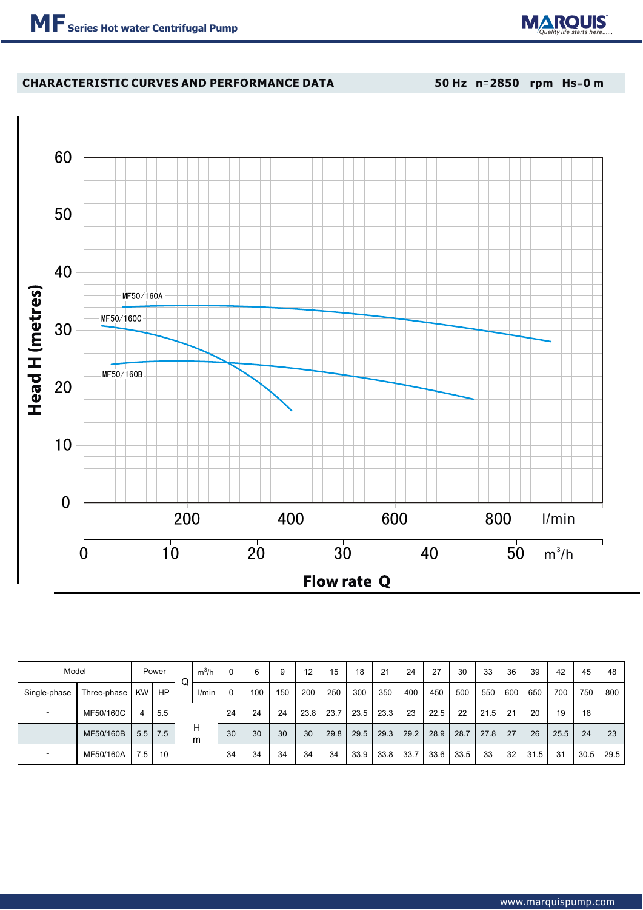## CHARACTERISTIC CURVES AND PERFORMANCE DATA

**50 Hz n=2850 rpm Hs=0 m**

| Model | | Power | | Q | $m^3/h$ | 0 | 6 | 9 | 12 | 15 | 18 | 21 | 24 | 27 | 30 | 33 | 36 | 39 | 42 | 45 | 48 |
|---|---|---|---|---|---|---|---|---|---|---|---|---|---|---|---|---|---|---|---|---|---|
| Single-phase | Three-phase | KW | HP | | l/min | 0 | 100 | 150 | 200 | 250 | 300 | 350 | 400 | 450 | 500 | 550 | 600 | 650 | 700 | 750 | 800 |
| - | MF50/160C | 4 | 5.5 | H m | | 24 | 24 | 24 | 23.8 | 23.7 | 23.5 | 23.3 | 23 | 22.5 | 22 | 21.5 | 21 | 20 | 19 | 18 | |
| - | MF50/160B | 5.5 | 7.5 | | | 30 | 30 | 30 | 30 | 29.8 | 29.5 | 29.3 | 29.2 | 28.9 | 28.7 | 27.8 | 27 | 26 | 25.5 | 24 | 23 |
| - | MF50/160A | 7.5 | 10 | | | 34 | 34 | 34 | 34 | 34 | 33.9 | 33.8 | 33.7 | 33.6 | 33.5 | 33 | 32 | 31.5 | 31 | 30.5 | 29.5 |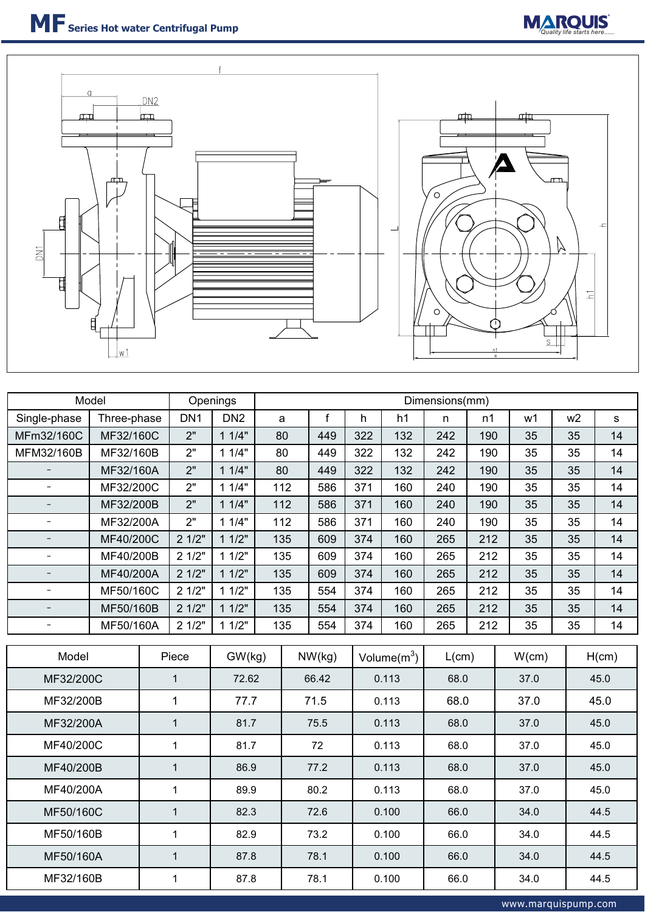# MF Series Hot water Centrifugal Pump

| Model | | Openings | | Dimensions(mm) | | | | | | | | |
|---|---|---|---|---|---|---|---|---|---|---|---|---|
| Single-phase | Three-phase | DN1 | DN2 | a | f | h | h1 | n | n1 | w1 | w2 | s |
| MFm32/160C | MF32/160C | 2" | 1 1/4" | 80 | 449 | 322 | 132 | 242 | 190 | 35 | 35 | 14 |
| MFM32/160B | MF32/160B | 2" | 1 1/4" | 80 | 449 | 322 | 132 | 242 | 190 | 35 | 35 | 14 |
| - | MF32/160A | 2" | 1 1/4" | 80 | 449 | 322 | 132 | 242 | 190 | 35 | 35 | 14 |
| - | MF32/200C | 2" | 1 1/4" | 112 | 586 | 371 | 160 | 240 | 190 | 35 | 35 | 14 |
| - | MF32/200B | 2" | 1 1/4" | 112 | 586 | 371 | 160 | 240 | 190 | 35 | 35 | 14 |
| - | MF32/200A | 2" | 1 1/4" | 112 | 586 | 371 | 160 | 240 | 190 | 35 | 35 | 14 |
| - | MF40/200C | 2 1/2" | 1 1/2" | 135 | 609 | 374 | 160 | 265 | 212 | 35 | 35 | 14 |
| - | MF40/200B | 2 1/2" | 1 1/2" | 135 | 609 | 374 | 160 | 265 | 212 | 35 | 35 | 14 |
| - | MF40/200A | 2 1/2" | 1 1/2" | 135 | 609 | 374 | 160 | 265 | 212 | 35 | 35 | 14 |
| - | MF50/160C | 2 1/2" | 1 1/2" | 135 | 554 | 374 | 160 | 265 | 212 | 35 | 35 | 14 |
| - | MF50/160B | 2 1/2" | 1 1/2" | 135 | 554 | 374 | 160 | 265 | 212 | 35 | 35 | 14 |
| - | MF50/160A | 2 1/2" | 1 1/2" | 135 | 554 | 374 | 160 | 265 | 212 | 35 | 35 | 14 |

| Model | Piece | GW(kg) | NW(kg) | Volume($m^3$) | L(cm) | W(cm) | H(cm) |
|---|---|---|---|---|---|---|---|
| MF32/200C | 1 | 72.62 | 66.42 | 0.113 | 68.0 | 37.0 | 45.0 |
| MF32/200B | 1 | 77.7 | 71.5 | 0.113 | 68.0 | 37.0 | 45.0 |
| MF32/200A | 1 | 81.7 | 75.5 | 0.113 | 68.0 | 37.0 | 45.0 |
| MF40/200C | 1 | 81.7 | 72 | 0.113 | 68.0 | 37.0 | 45.0 |
| MF40/200B | 1 | 86.9 | 77.2 | 0.113 | 68.0 | 37.0 | 45.0 |
| MF40/200A | 1 | 89.9 | 80.2 | 0.113 | 68.0 | 37.0 | 45.0 |
| MF50/160C | 1 | 82.3 | 72.6 | 0.100 | 66.0 | 34.0 | 44.5 |
| MF50/160B | 1 | 82.9 | 73.2 | 0.100 | 66.0 | 34.0 | 44.5 |
| MF50/160A | 1 | 87.8 | 78.1 | 0.100 | 66.0 | 34.0 | 44.5 |
| MF32/160B | 1 | 87.8 | 78.1 | 0.100 | 66.0 | 34.0 | 44.5 |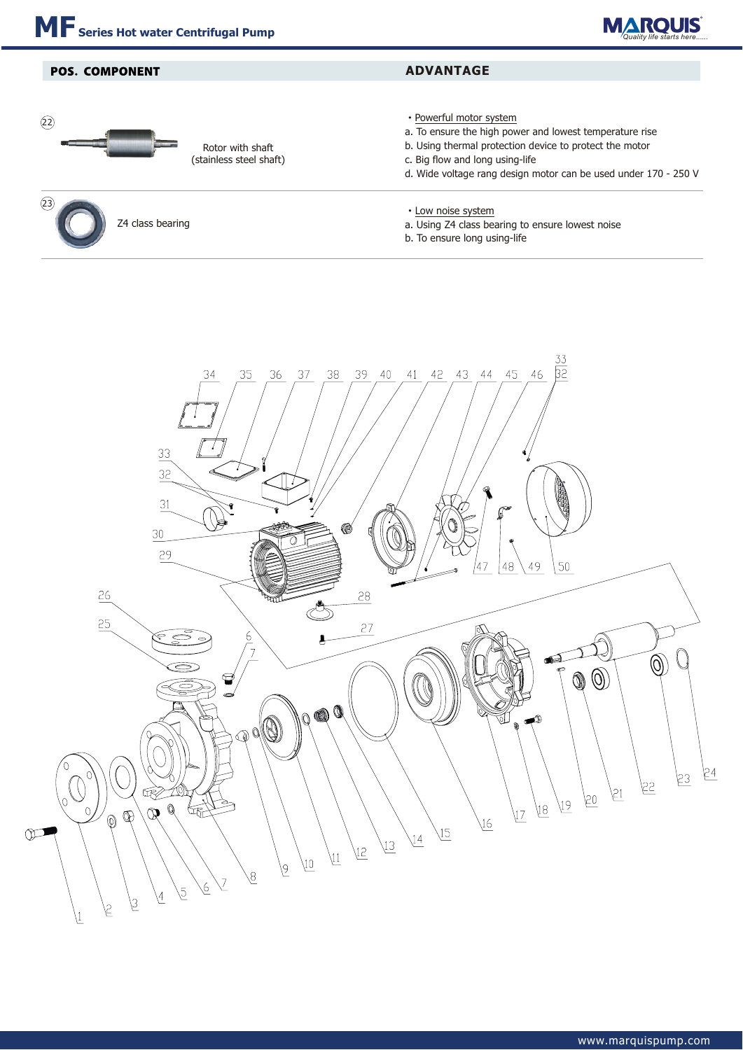| POS. | COMPONENT | ADVANTAGE |
| --- | --- | --- |
| 22 | Rotor with shaft (stainless steel shaft) | · Powerful motor system<br>a. To ensure the high power and lowest temperature rise<br>b. Using thermal protection device to protect the motor<br>c. Big flow and long using-life<br>d. Wide voltage rang design motor can be used under 170 - 250 V |
| 23 | Z4 class bearing | · Low noise system<br>a. Using Z4 class bearing to ensure lowest noise<br>b. To ensure long using-life |

34 35 36 37 38 39 40 41 42 43 44 45 46 33 32

33
32
31
30
29
26
25

47 48 49 50

28
27
6
7

1 2 3 4 5 6 7 8 9 10 11 12 13 14 15 16 17 18 19 20 21 22 23 24